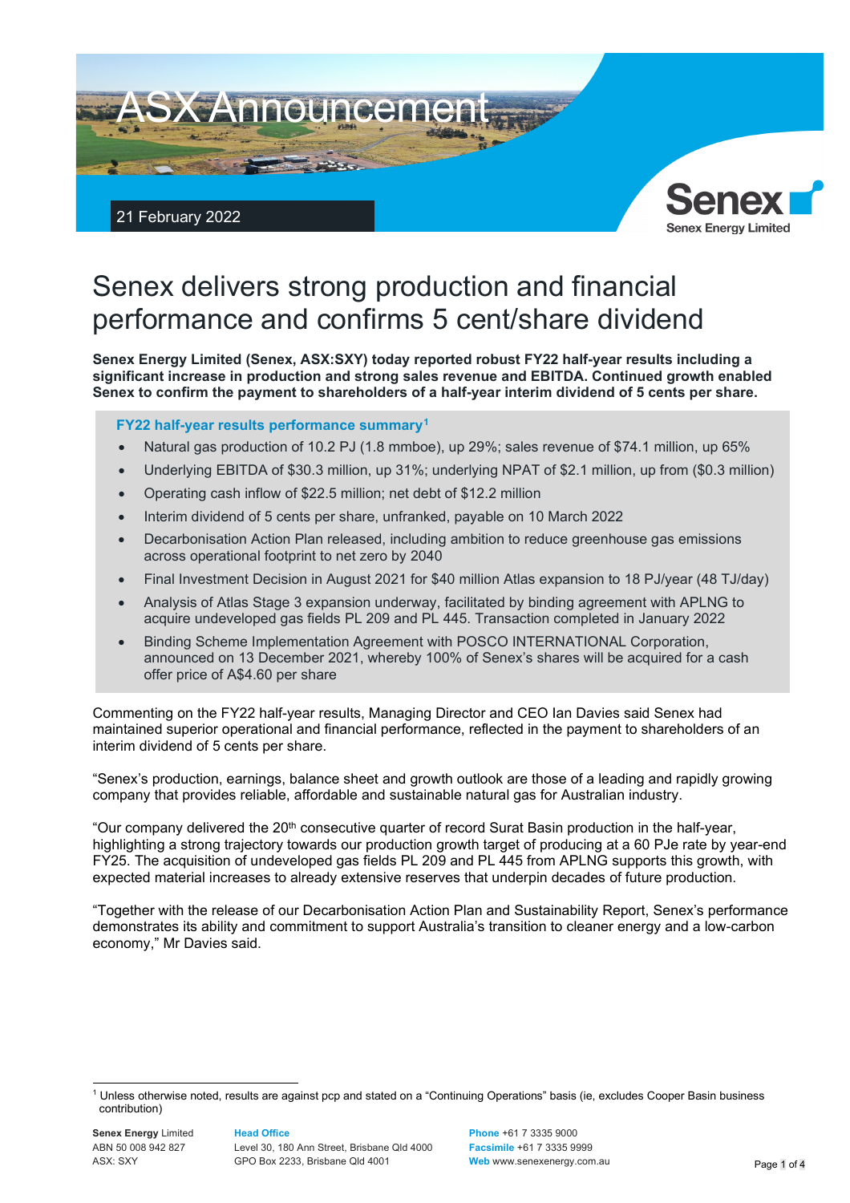ASX Announcement

21 February 2022

# Senex delivers strong production and financial performance and confirms 5 cent/share dividend

**Senex Energy Limited (Senex, ASX:SXY) today reported robust FY22 half-year results including a significant increase in production and strong sales revenue and EBITDA. Continued growth enabled Senex to confirm the payment to shareholders of a half-year interim dividend of 5 cents per share.**

### FY22 half-year results performance summary[1]

- Natural gas production of 10.2 PJ (1.8 mmboe), up 29%; sales revenue of $74.1 million, up 65%
- Underlying EBITDA of $30.3 million, up 31%; underlying NPAT of $2.1 million, up from ($0.3 million)
- Operating cash inflow of $22.5 million; net debt of $12.2 million
- Interim dividend of 5 cents per share, unfranked, payable on 10 March 2022
- Decarbonisation Action Plan released, including ambition to reduce greenhouse gas emissions across operational footprint to net zero by 2040
- Final Investment Decision in August 2021 for $40 million Atlas expansion to 18 PJ/year (48 TJ/day)
- Analysis of Atlas Stage 3 expansion underway, facilitated by binding agreement with APLNG to acquire undeveloped gas fields PL 209 and PL 445. Transaction completed in January 2022
- Binding Scheme Implementation Agreement with POSCO INTERNATIONAL Corporation, announced on 13 December 2021, whereby 100% of Senex's shares will be acquired for a cash offer price of A$4.60 per share

Commenting on the FY22 half-year results, Managing Director and CEO Ian Davies said Senex had maintained superior operational and financial performance, reflected in the payment to shareholders of an interim dividend of 5 cents per share.

"Senex's production, earnings, balance sheet and growth outlook are those of a leading and rapidly growing company that provides reliable, affordable and sustainable natural gas for Australian industry.

"Our company delivered the 20th consecutive quarter of record Surat Basin production in the half-year, highlighting a strong trajectory towards our production growth target of producing at a 60 PJe rate by year-end FY25. The acquisition of undeveloped gas fields PL 209 and PL 445 from APLNG supports this growth, with expected material increases to already extensive reserves that underpin decades of future production.

"Together with the release of our Decarbonisation Action Plan and Sustainability Report, Senex's performance demonstrates its ability and commitment to support Australia's transition to cleaner energy and a low-carbon economy," Mr Davies said.

[1] Unless otherwise noted, results are against pcp and stated on a "Continuing Operations" basis (ie, excludes Cooper Basin business contribution)

**Senex Energy** Limited
ABN 50 008 942 827
ASX: SXY

**Head Office**
Level 30, 180 Ann Street, Brisbane Qld 4000
GPO Box 2233, Brisbane Qld 4001

**Phone** +61 7 3335 9000
**Facsimile** +61 7 3335 9999
**Web** www.senexenergy.com.au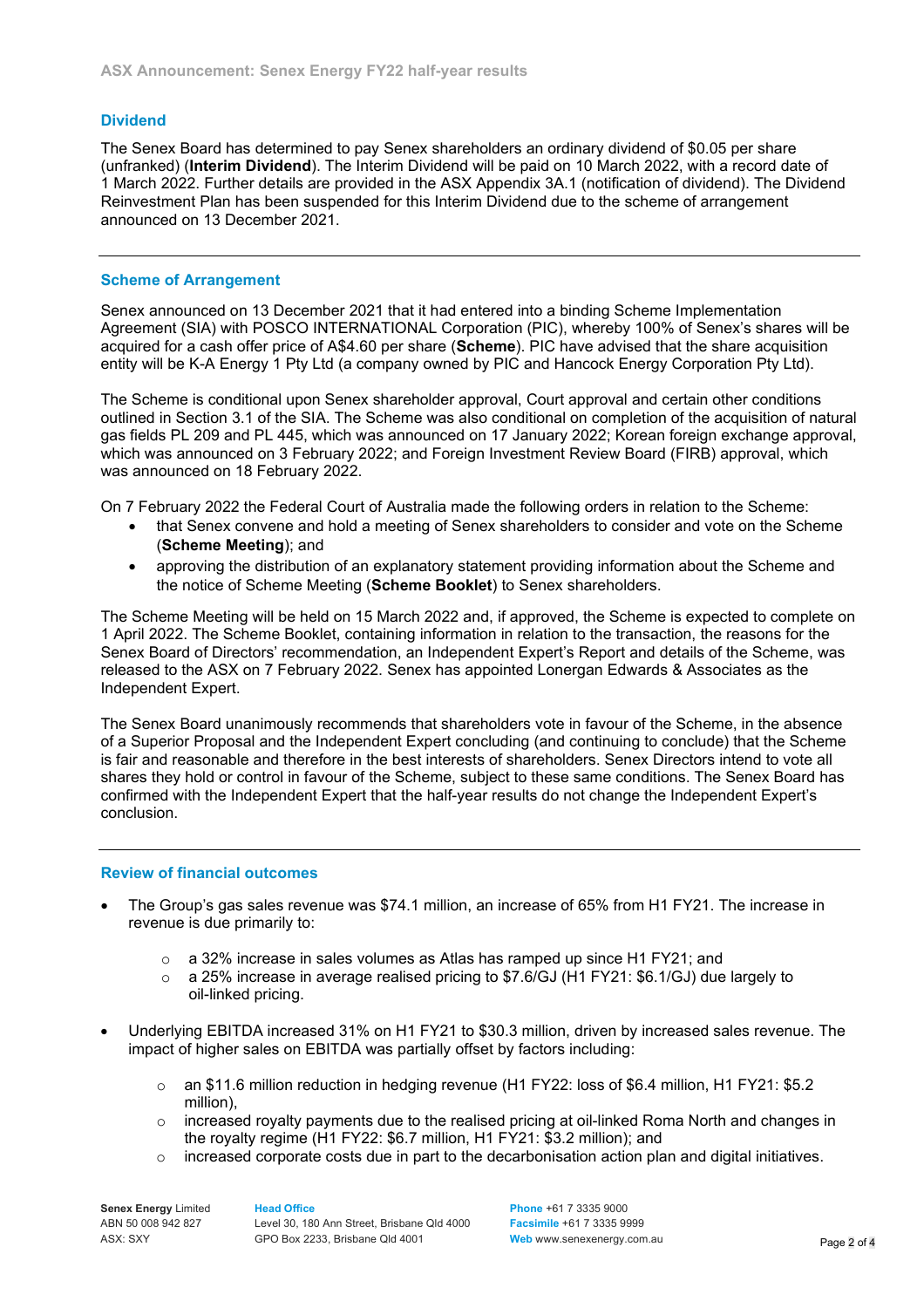## Dividend

The Senex Board has determined to pay Senex shareholders an ordinary dividend of $0.05 per share (unfranked) (**Interim Dividend**). The Interim Dividend will be paid on 10 March 2022, with a record date of 1 March 2022. Further details are provided in the ASX Appendix 3A.1 (notification of dividend). The Dividend Reinvestment Plan has been suspended for this Interim Dividend due to the scheme of arrangement announced on 13 December 2021.

---

## Scheme of Arrangement

Senex announced on 13 December 2021 that it had entered into a binding Scheme Implementation Agreement (SIA) with POSCO INTERNATIONAL Corporation (PIC), whereby 100% of Senex's shares will be acquired for a cash offer price of A$4.60 per share (**Scheme**). PIC have advised that the share acquisition entity will be K-A Energy 1 Pty Ltd (a company owned by PIC and Hancock Energy Corporation Pty Ltd).

The Scheme is conditional upon Senex shareholder approval, Court approval and certain other conditions outlined in Section 3.1 of the SIA. The Scheme was also conditional on completion of the acquisition of natural gas fields PL 209 and PL 445, which was announced on 17 January 2022; Korean foreign exchange approval, which was announced on 3 February 2022; and Foreign Investment Review Board (FIRB) approval, which was announced on 18 February 2022.

On 7 February 2022 the Federal Court of Australia made the following orders in relation to the Scheme:

- that Senex convene and hold a meeting of Senex shareholders to consider and vote on the Scheme (**Scheme Meeting**); and
- approving the distribution of an explanatory statement providing information about the Scheme and the notice of Scheme Meeting (**Scheme Booklet**) to Senex shareholders.

The Scheme Meeting will be held on 15 March 2022 and, if approved, the Scheme is expected to complete on 1 April 2022. The Scheme Booklet, containing information in relation to the transaction, the reasons for the Senex Board of Directors' recommendation, an Independent Expert's Report and details of the Scheme, was released to the ASX on 7 February 2022. Senex has appointed Lonergan Edwards & Associates as the Independent Expert.

The Senex Board unanimously recommends that shareholders vote in favour of the Scheme, in the absence of a Superior Proposal and the Independent Expert concluding (and continuing to conclude) that the Scheme is fair and reasonable and therefore in the best interests of shareholders. Senex Directors intend to vote all shares they hold or control in favour of the Scheme, subject to these same conditions. The Senex Board has confirmed with the Independent Expert that the half-year results do not change the Independent Expert's conclusion.

---

## Review of financial outcomes

- The Group's gas sales revenue was $74.1 million, an increase of 65% from H1 FY21. The increase in revenue is due primarily to:
  - a 32% increase in sales volumes as Atlas has ramped up since H1 FY21; and
  - a 25% increase in average realised pricing to $7.6/GJ (H1 FY21: $6.1/GJ) due largely to oil-linked pricing.
- Underlying EBITDA increased 31% on H1 FY21 to $30.3 million, driven by increased sales revenue. The impact of higher sales on EBITDA was partially offset by factors including:
  - an $11.6 million reduction in hedging revenue (H1 FY22: loss of $6.4 million, H1 FY21: $5.2 million),
  - increased royalty payments due to the realised pricing at oil-linked Roma North and changes in the royalty regime (H1 FY22: $6.7 million, H1 FY21: $3.2 million); and
  - increased corporate costs due in part to the decarbonisation action plan and digital initiatives.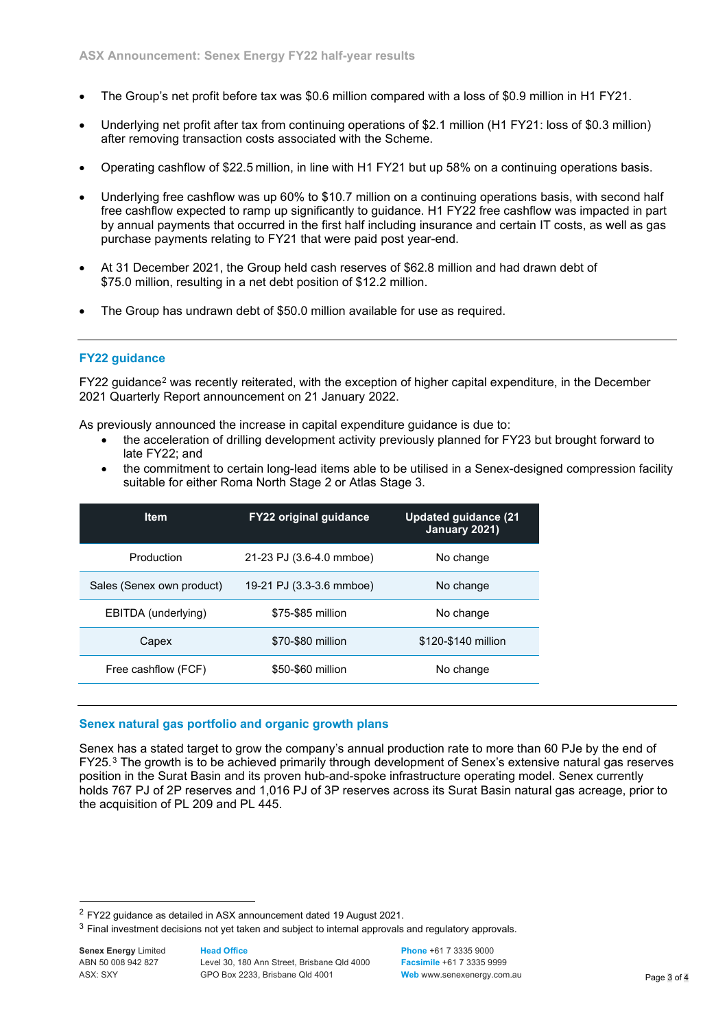- The Group's net profit before tax was $0.6 million compared with a loss of $0.9 million in H1 FY21.
- Underlying net profit after tax from continuing operations of $2.1 million (H1 FY21: loss of $0.3 million) after removing transaction costs associated with the Scheme.
- Operating cashflow of $22.5 million, in line with H1 FY21 but up 58% on a continuing operations basis.
- Underlying free cashflow was up 60% to $10.7 million on a continuing operations basis, with second half free cashflow expected to ramp up significantly to guidance. H1 FY22 free cashflow was impacted in part by annual payments that occurred in the first half including insurance and certain IT costs, as well as gas purchase payments relating to FY21 that were paid post year-end.
- At 31 December 2021, the Group held cash reserves of $62.8 million and had drawn debt of $75.0 million, resulting in a net debt position of $12.2 million.
- The Group has undrawn debt of $50.0 million available for use as required.

## FY22 guidance

FY22 guidance[2] was recently reiterated, with the exception of higher capital expenditure, in the December 2021 Quarterly Report announcement on 21 January 2022.

As previously announced the increase in capital expenditure guidance is due to:

- the acceleration of drilling development activity previously planned for FY23 but brought forward to late FY22; and
- the commitment to certain long-lead items able to be utilised in a Senex-designed compression facility suitable for either Roma North Stage 2 or Atlas Stage 3.

| Item | FY22 original guidance | Updated guidance (21 January 2021) |
|---|---|---|
| Production | 21-23 PJ (3.6-4.0 mmboe) | No change |
| Sales (Senex own product) | 19-21 PJ (3.3-3.6 mmboe) | No change |
| EBITDA (underlying) | $75-$85 million | No change |
| Capex | $70-$80 million | $120-$140 million |
| Free cashflow (FCF) | $50-$60 million | No change |

## Senex natural gas portfolio and organic growth plans

Senex has a stated target to grow the company's annual production rate to more than 60 PJe by the end of FY25.[3] The growth is to be achieved primarily through development of Senex's extensive natural gas reserves position in the Surat Basin and its proven hub-and-spoke infrastructure operating model. Senex currently holds 767 PJ of 2P reserves and 1,016 PJ of 3P reserves across its Surat Basin natural gas acreage, prior to the acquisition of PL 209 and PL 445.

[2] FY22 guidance as detailed in ASX announcement dated 19 August 2021.

[3] Final investment decisions not yet taken and subject to internal approvals and regulatory approvals.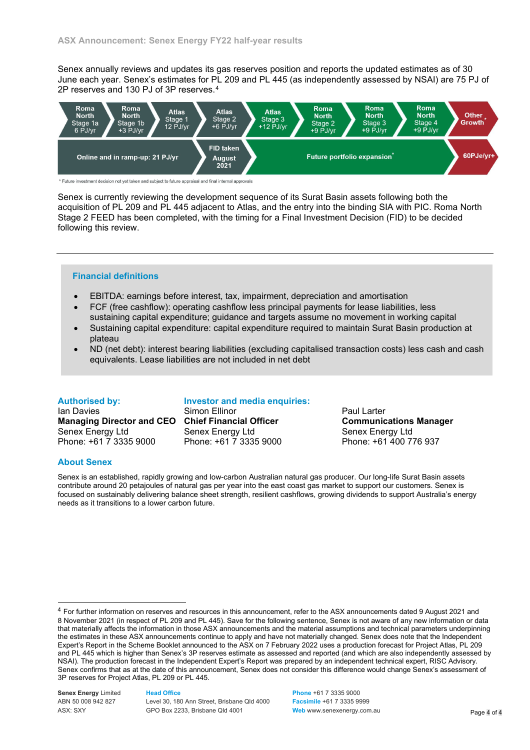Senex annually reviews and updates its gas reserves position and reports the updated estimates as of 30 June each year. Senex's estimates for PL 209 and PL 445 (as independently assessed by NSAI) are 75 PJ of 2P reserves and 130 PJ of 3P reserves.[4]

Roma North Stage 1a 6 PJ/yr
Roma North Stage 1b +3 PJ/yr
Atlas Stage 1 12 PJ/yr
Atlas Stage 2 +6 PJ/yr
Atlas Stage 3 +12 PJ/yr
Roma North Stage 2 +9 PJ/yr
Roma North Stage 3 +9 PJ/yr
Roma North Stage 4 +9 PJ/yr
Other Growth*

Online and in ramp-up: 21 PJ/yr
FID taken August 2021
Future portfolio expansion*
60PJe/yr+

* Future investment decision not yet taken and subject to future appraisal and final internal approvals

Senex is currently reviewing the development sequence of its Surat Basin assets following both the acquisition of PL 209 and PL 445 adjacent to Atlas, and the entry into the binding SIA with PIC. Roma North Stage 2 FEED has been completed, with the timing for a Final Investment Decision (FID) to be decided following this review.

---

### Financial definitions

- EBITDA: earnings before interest, tax, impairment, depreciation and amortisation
- FCF (free cashflow): operating cashflow less principal payments for lease liabilities, less sustaining capital expenditure; guidance and targets assume no movement in working capital
- Sustaining capital expenditure: capital expenditure required to maintain Surat Basin production at plateau
- ND (net debt): interest bearing liabilities (excluding capitalised transaction costs) less cash and cash equivalents. Lease liabilities are not included in net debt

**Authorised by:**
Ian Davies
**Managing Director and CEO**
Senex Energy Ltd
Phone: +61 7 3335 9000

**Investor and media enquiries:**
Simon Ellinor
**Chief Financial Officer**
Senex Energy Ltd
Phone: +61 7 3335 9000

Paul Larter
**Communications Manager**
Senex Energy Ltd
Phone: +61 400 776 937

### About Senex

Senex is an established, rapidly growing and low-carbon Australian natural gas producer. Our long-life Surat Basin assets contribute around 20 petajoules of natural gas per year into the east coast gas market to support our customers. Senex is focused on sustainably delivering balance sheet strength, resilient cashflows, growing dividends to support Australia's energy needs as it transitions to a lower carbon future.

---

[4] For further information on reserves and resources in this announcement, refer to the ASX announcements dated 9 August 2021 and 8 November 2021 (in respect of PL 209 and PL 445). Save for the following sentence, Senex is not aware of any new information or data that materially affects the information in those ASX announcements and the material assumptions and technical parameters underpinning the estimates in these ASX announcements continue to apply and have not materially changed. Senex does note that the Independent Expert's Report in the Scheme Booklet announced to the ASX on 7 February 2022 uses a production forecast for Project Atlas, PL 209 and PL 445 which is higher than Senex's 3P reserves estimate as assessed and reported (and which are also independently assessed by NSAI). The production forecast in the Independent Expert's Report was prepared by an independent technical expert, RISC Advisory. Senex confirms that as at the date of this announcement, Senex does not consider this difference would change Senex's assessment of 3P reserves for Project Atlas, PL 209 or PL 445.

**Senex Energy** Limited
ABN 50 008 942 827
ASX: SXY

**Head Office**
Level 30, 180 Ann Street, Brisbane Qld 4000
GPO Box 2233, Brisbane Qld 4001

**Phone** +61 7 3335 9000
**Facsimile** +61 7 3335 9999
**Web** www.senexenergy.com.au